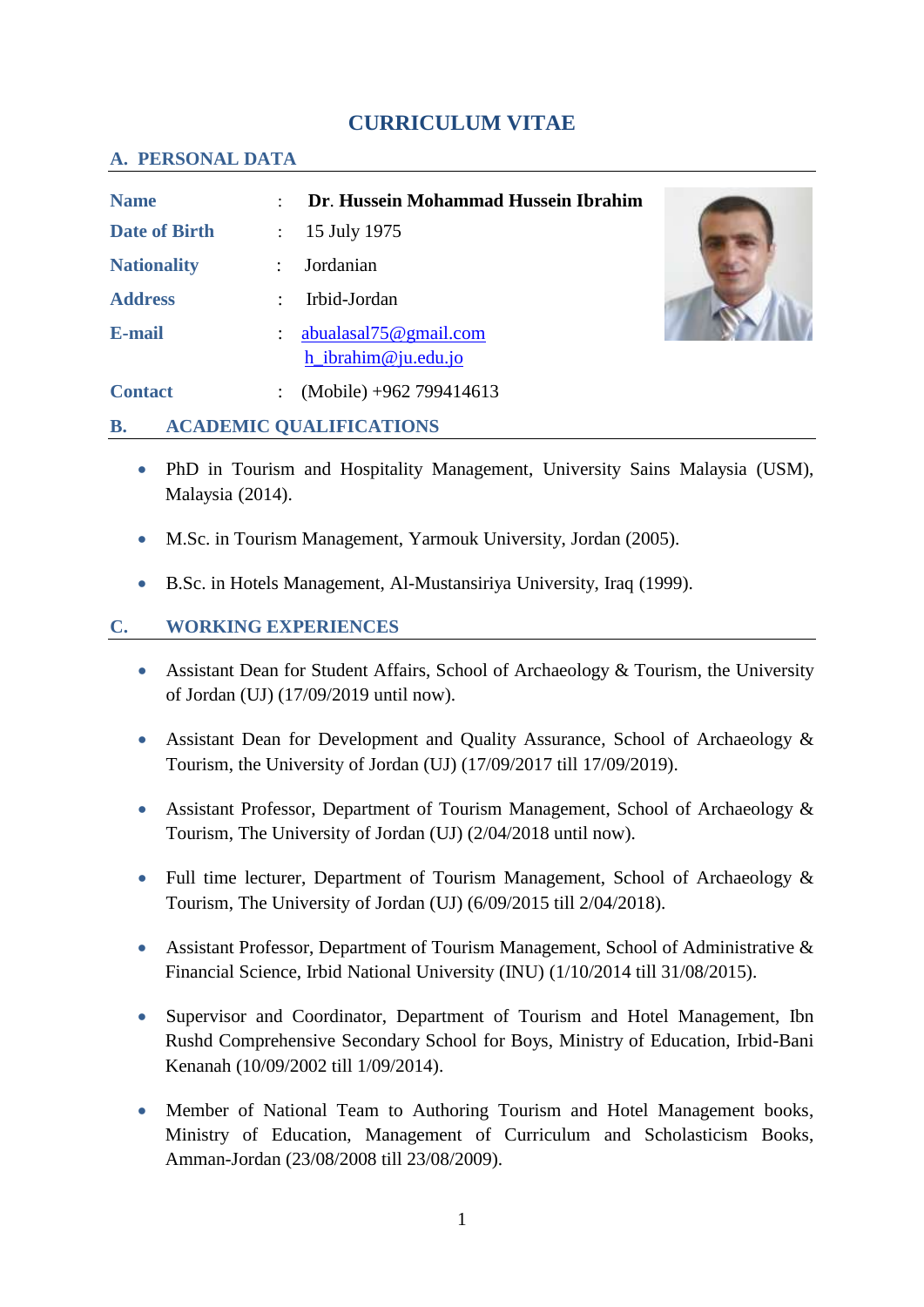# CURRICULUM VITAE

## A. PERSONAL DATA

| | | |
|---|---|---|
| **Name** | : | **Dr. Hussein Mohammad Hussein Ibrahim** |
| **Date of Birth** | : | 15 July 1975 |
| **Nationality** | : | Jordanian |
| **Address** | : | Irbid-Jordan |
| **E-mail** | : | abualasal75@gmail.com<br>h_ibrahim@ju.edu.jo |
| **Contact** | : | (Mobile) +962 799414613 |

## B. ACADEMIC QUALIFICATIONS

- PhD in Tourism and Hospitality Management, University Sains Malaysia (USM), Malaysia (2014).
- M.Sc. in Tourism Management, Yarmouk University, Jordan (2005).
- B.Sc. in Hotels Management, Al-Mustansiriya University, Iraq (1999).

## C. WORKING EXPERIENCES

- Assistant Dean for Student Affairs, School of Archaeology & Tourism, the University of Jordan (UJ) (17/09/2019 until now).
- Assistant Dean for Development and Quality Assurance, School of Archaeology & Tourism, the University of Jordan (UJ) (17/09/2017 till 17/09/2019).
- Assistant Professor, Department of Tourism Management, School of Archaeology & Tourism, The University of Jordan (UJ) (2/04/2018 until now).
- Full time lecturer, Department of Tourism Management, School of Archaeology & Tourism, The University of Jordan (UJ) (6/09/2015 till 2/04/2018).
- Assistant Professor, Department of Tourism Management, School of Administrative & Financial Science, Irbid National University (INU) (1/10/2014 till 31/08/2015).
- Supervisor and Coordinator, Department of Tourism and Hotel Management, Ibn Rushd Comprehensive Secondary School for Boys, Ministry of Education, Irbid-Bani Kenanah (10/09/2002 till 1/09/2014).
- Member of National Team to Authoring Tourism and Hotel Management books, Ministry of Education, Management of Curriculum and Scholasticism Books, Amman-Jordan (23/08/2008 till 23/08/2009).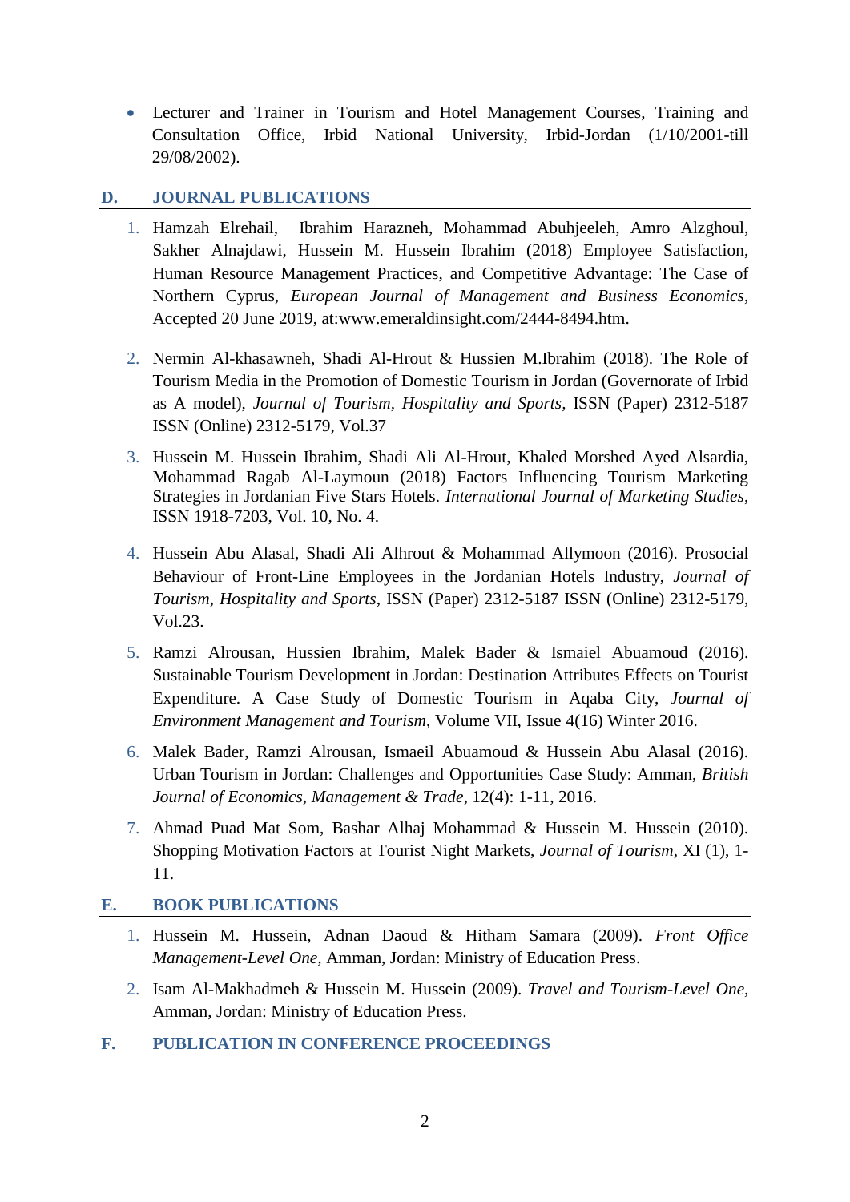- Lecturer and Trainer in Tourism and Hotel Management Courses, Training and Consultation Office, Irbid National University, Irbid-Jordan (1/10/2001-till 29/08/2002).

## D. JOURNAL PUBLICATIONS

1. Hamzah Elrehail, Ibrahim Harazneh, Mohammad Abuhjeeleh, Amro Alzghoul, Sakher Alnajdawi, Hussein M. Hussein Ibrahim (2018) Employee Satisfaction, Human Resource Management Practices, and Competitive Advantage: The Case of Northern Cyprus, *European Journal of Management and Business Economics*, Accepted 20 June 2019, at:www.emeraldinsight.com/2444-8494.htm.

2. Nermin Al-khasawneh, Shadi Al-Hrout & Hussien M.Ibrahim (2018). The Role of Tourism Media in the Promotion of Domestic Tourism in Jordan (Governorate of Irbid as A model), *Journal of Tourism, Hospitality and Sports,* ISSN (Paper) 2312-5187 ISSN (Online) 2312-5179, Vol.37

3. Hussein M. Hussein Ibrahim, Shadi Ali Al-Hrout, Khaled Morshed Ayed Alsardia, Mohammad Ragab Al-Laymoun (2018) Factors Influencing Tourism Marketing Strategies in Jordanian Five Stars Hotels. *International Journal of Marketing Studies*, ISSN 1918-7203, Vol. 10, No. 4.

4. Hussein Abu Alasal, Shadi Ali Alhrout & Mohammad Allymoun (2016). Prosocial Behaviour of Front-Line Employees in the Jordanian Hotels Industry, *Journal of Tourism, Hospitality and Sports*, ISSN (Paper) 2312-5187 ISSN (Online) 2312-5179, Vol.23.

5. Ramzi Alrousan, Hussien Ibrahim, Malek Bader & Ismaiel Abuamoud (2016). Sustainable Tourism Development in Jordan: Destination Attributes Effects on Tourist Expenditure. A Case Study of Domestic Tourism in Aqaba City, *Journal of Environment Management and Tourism*, Volume VII, Issue 4(16) Winter 2016.

6. Malek Bader, Ramzi Alrousan, Ismaeil Abuamoud & Hussein Abu Alasal (2016). Urban Tourism in Jordan: Challenges and Opportunities Case Study: Amman, *British Journal of Economics, Management & Trade*, 12(4): 1-11, 2016.

7. Ahmad Puad Mat Som, Bashar Alhaj Mohammad & Hussein M. Hussein (2010). Shopping Motivation Factors at Tourist Night Markets, *Journal of Tourism*, XI (1), 1-11.

## E. BOOK PUBLICATIONS

1. Hussein M. Hussein, Adnan Daoud & Hitham Samara (2009). *Front Office Management-Level One*, Amman, Jordan: Ministry of Education Press.

2. Isam Al-Makhadmeh & Hussein M. Hussein (2009). *Travel and Tourism-Level One,* Amman, Jordan: Ministry of Education Press.

## F. PUBLICATION IN CONFERENCE PROCEEDINGS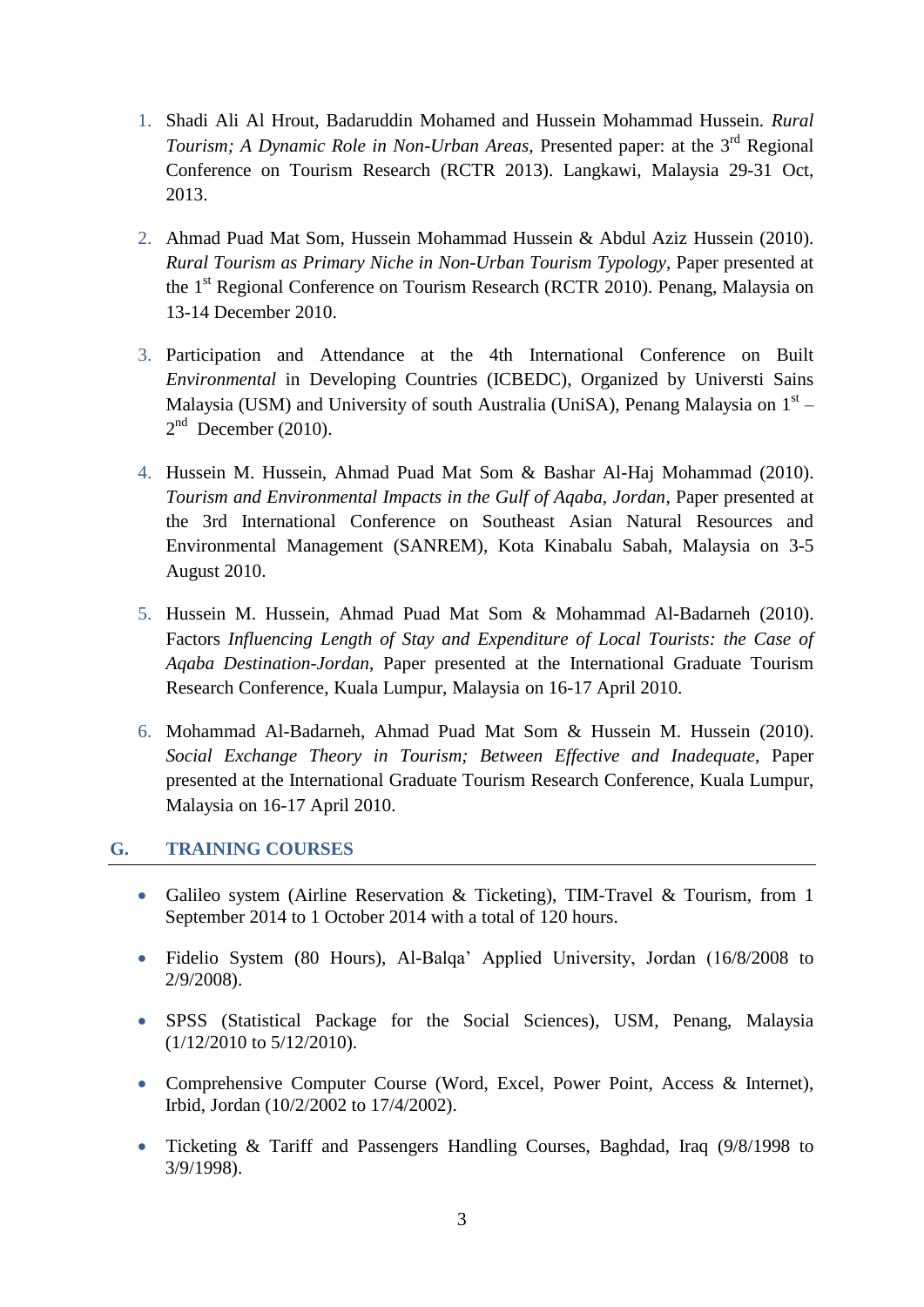1. Shadi Ali Al Hrout, Badaruddin Mohamed and Hussein Mohammad Hussein. *Rural Tourism; A Dynamic Role in Non-Urban Areas*, Presented paper: at the 3rd Regional Conference on Tourism Research (RCTR 2013). Langkawi, Malaysia 29-31 Oct, 2013.

2. Ahmad Puad Mat Som, Hussein Mohammad Hussein & Abdul Aziz Hussein (2010). *Rural Tourism as Primary Niche in Non-Urban Tourism Typology*, Paper presented at the 1st Regional Conference on Tourism Research (RCTR 2010). Penang, Malaysia on 13-14 December 2010.

3. Participation and Attendance at the 4th International Conference on Built *Environmental* in Developing Countries (ICBEDC), Organized by Universti Sains Malaysia (USM) and University of south Australia (UniSA), Penang Malaysia on 1st – 2nd December (2010).

4. Hussein M. Hussein, Ahmad Puad Mat Som & Bashar Al-Haj Mohammad (2010). *Tourism and Environmental Impacts in the Gulf of Aqaba, Jordan*, Paper presented at the 3rd International Conference on Southeast Asian Natural Resources and Environmental Management (SANREM), Kota Kinabalu Sabah, Malaysia on 3-5 August 2010.

5. Hussein M. Hussein, Ahmad Puad Mat Som & Mohammad Al-Badarneh (2010). Factors *Influencing Length of Stay and Expenditure of Local Tourists: the Case of Aqaba Destination-Jordan*, Paper presented at the International Graduate Tourism Research Conference, Kuala Lumpur, Malaysia on 16-17 April 2010.

6. Mohammad Al-Badarneh, Ahmad Puad Mat Som & Hussein M. Hussein (2010). *Social Exchange Theory in Tourism; Between Effective and Inadequate*, Paper presented at the International Graduate Tourism Research Conference, Kuala Lumpur, Malaysia on 16-17 April 2010.

## G. TRAINING COURSES

- Galileo system (Airline Reservation & Ticketing), TIM-Travel & Tourism, from 1 September 2014 to 1 October 2014 with a total of 120 hours.
- Fidelio System (80 Hours), Al-Balqa' Applied University, Jordan (16/8/2008 to 2/9/2008).
- SPSS (Statistical Package for the Social Sciences), USM, Penang, Malaysia (1/12/2010 to 5/12/2010).
- Comprehensive Computer Course (Word, Excel, Power Point, Access & Internet), Irbid, Jordan (10/2/2002 to 17/4/2002).
- Ticketing & Tariff and Passengers Handling Courses, Baghdad, Iraq (9/8/1998 to 3/9/1998).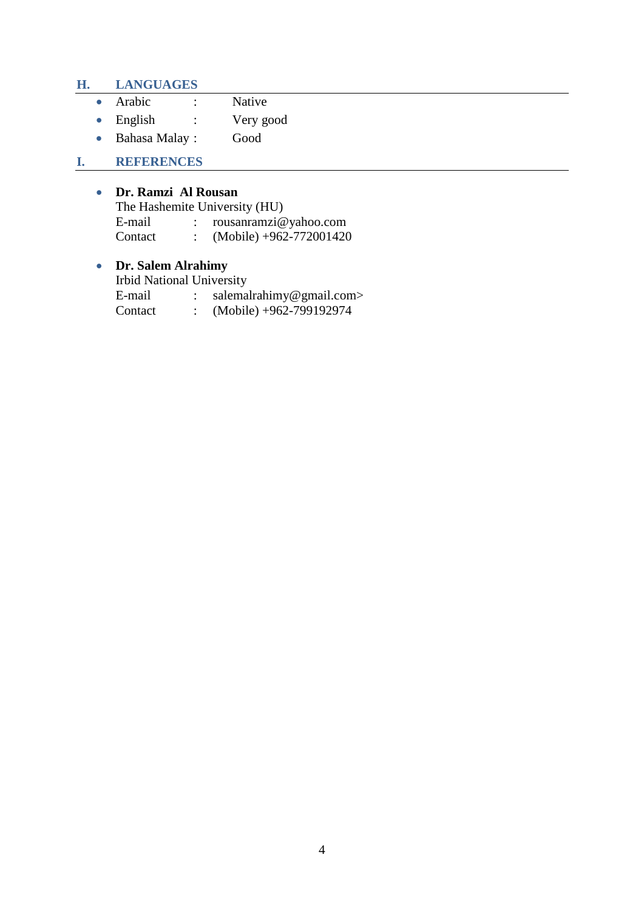## H. LANGUAGES

- Arabic : Native
- English : Very good
- Bahasa Malay : Good

## I. REFERENCES

- **Dr. Ramzi Al Rousan**
  The Hashemite University (HU)
  E-mail : rousanramzi@yahoo.com
  Contact : (Mobile) +962-772001420

- **Dr. Salem Alrahimy**
  Irbid National University
  E-mail : salemalrahimy@gmail.com>
  Contact : (Mobile) +962-799192974